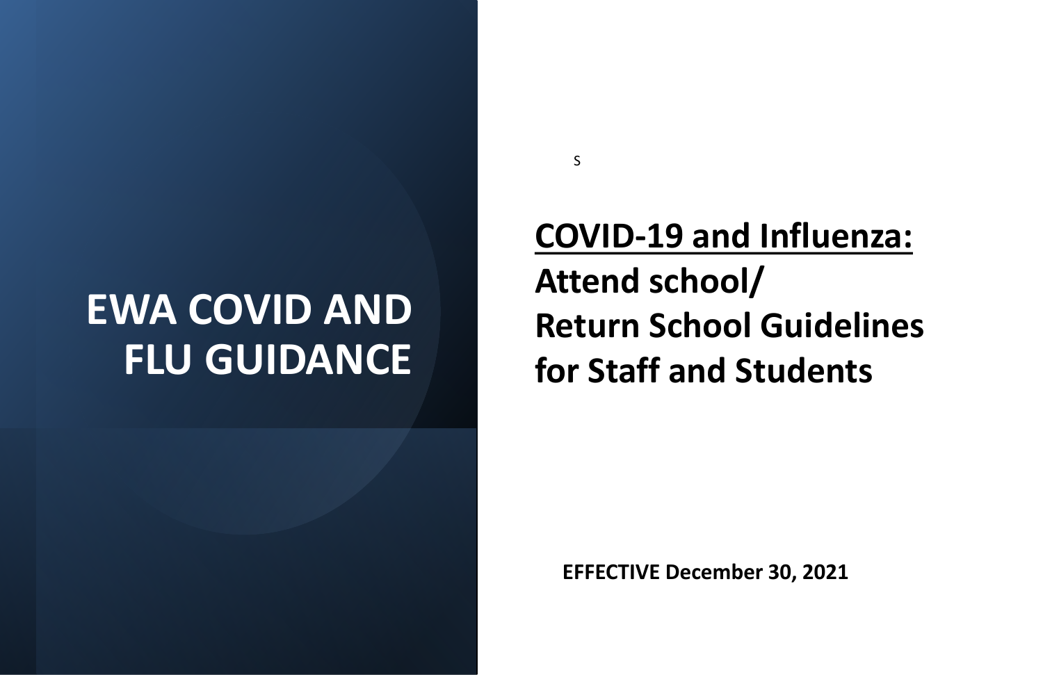# EWA COVID AND FLU GUIDANCE

S

## COVID-19 and Influenza:
## Attend school/
## Return School Guidelines
## for Staff and Students

**EFFECTIVE December 30, 2021**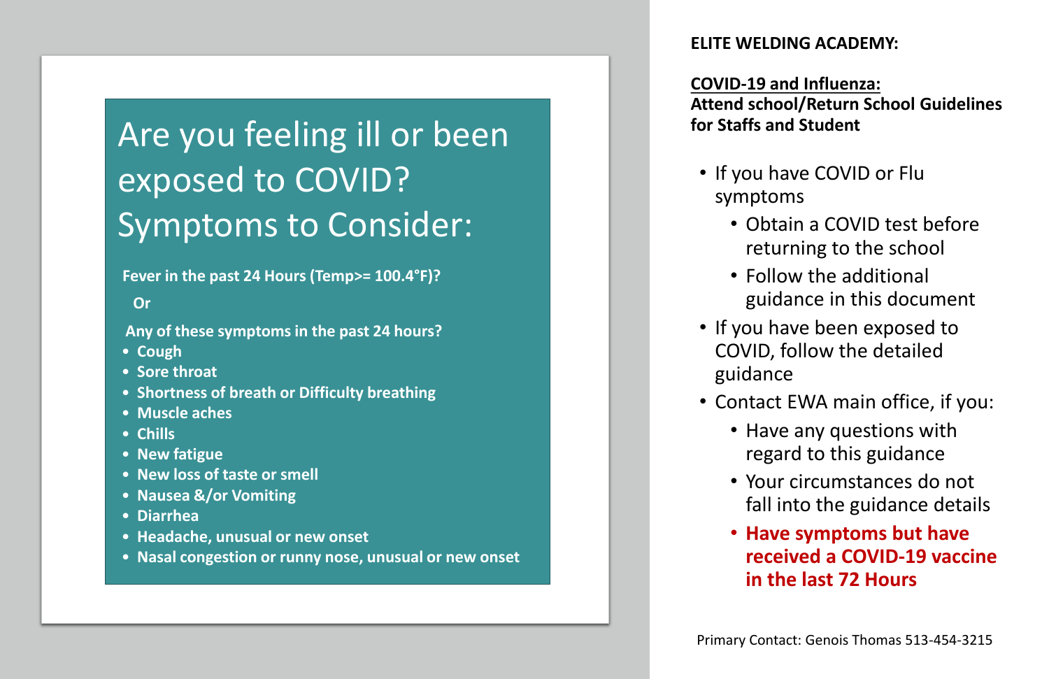## Are you feeling ill or been exposed to COVID? Symptoms to Consider:

**Fever in the past 24 Hours (Temp>= 100.4°F)?**

**Or**

**Any of these symptoms in the past 24 hours?**

- **Cough**
- **Sore throat**
- **Shortness of breath or Difficulty breathing**
- **Muscle aches**
- **Chills**
- **New fatigue**
- **New loss of taste or smell**
- **Nausea &/or Vomiting**
- **Diarrhea**
- **Headache, unusual or new onset**
- **Nasal congestion or runny nose, unusual or new onset**

**ELITE WELDING ACADEMY:**

**COVID-19 and Influenza:**
**Attend school/Return School Guidelines for Staffs and Student**

- If you have COVID or Flu symptoms
  - Obtain a COVID test before returning to the school
  - Follow the additional guidance in this document
- If you have been exposed to COVID, follow the detailed guidance
- Contact EWA main office, if you:
  - Have any questions with regard to this guidance
  - Your circumstances do not fall into the guidance details
  - **Have symptoms but have received a COVID-19 vaccine in the last 72 Hours**

Primary Contact: Genois Thomas 513-454-3215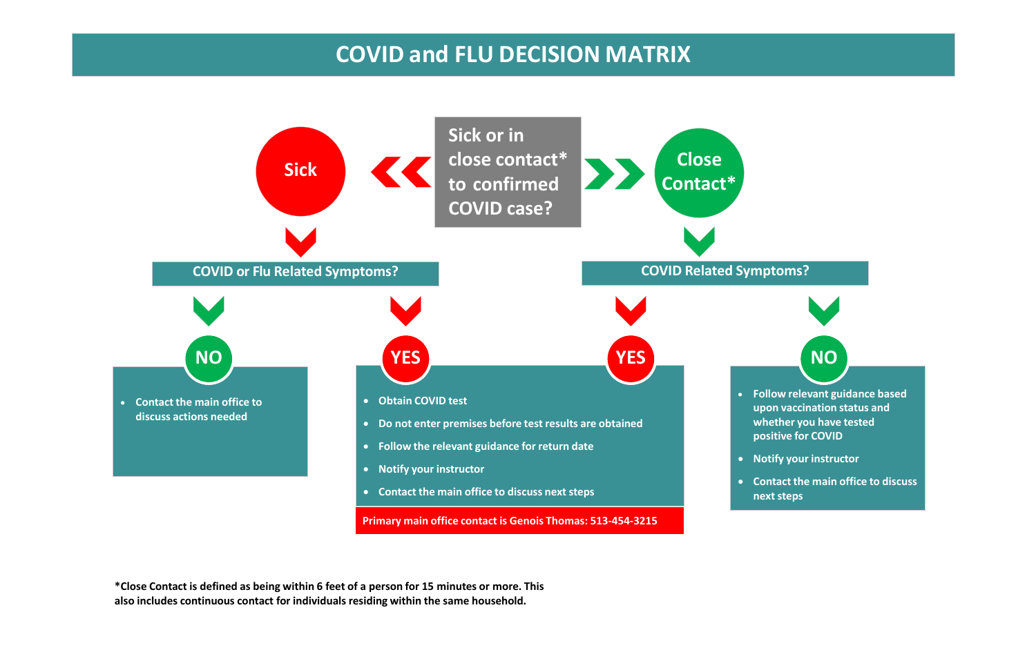# COVID and FLU DECISION MATRIX

**Sick or in close contact* to confirmed COVID case?**

## Sick

### COVID or Flu Related Symptoms?

**NO**

- Contact the main office to discuss actions needed

**YES**

- Obtain COVID test
- Do not enter premises before test results are obtained
- Follow the relevant guidance for return date
- Notify your instructor
- Contact the main office to discuss next steps

**Primary main office contact is Genois Thomas: 513-454-3215**

## Close Contact*

### COVID Related Symptoms?

**YES**

- Obtain COVID test
- Do not enter premises before test results are obtained
- Follow the relevant guidance for return date
- Notify your instructor
- Contact the main office to discuss next steps

**Primary main office contact is Genois Thomas: 513-454-3215**

**NO**

- Follow relevant guidance based upon vaccination status and whether you have tested positive for COVID
- Notify your instructor
- Contact the main office to discuss next steps

***Close Contact is defined as being within 6 feet of a person for 15 minutes or more. This also includes continuous contact for individuals residing within the same household.**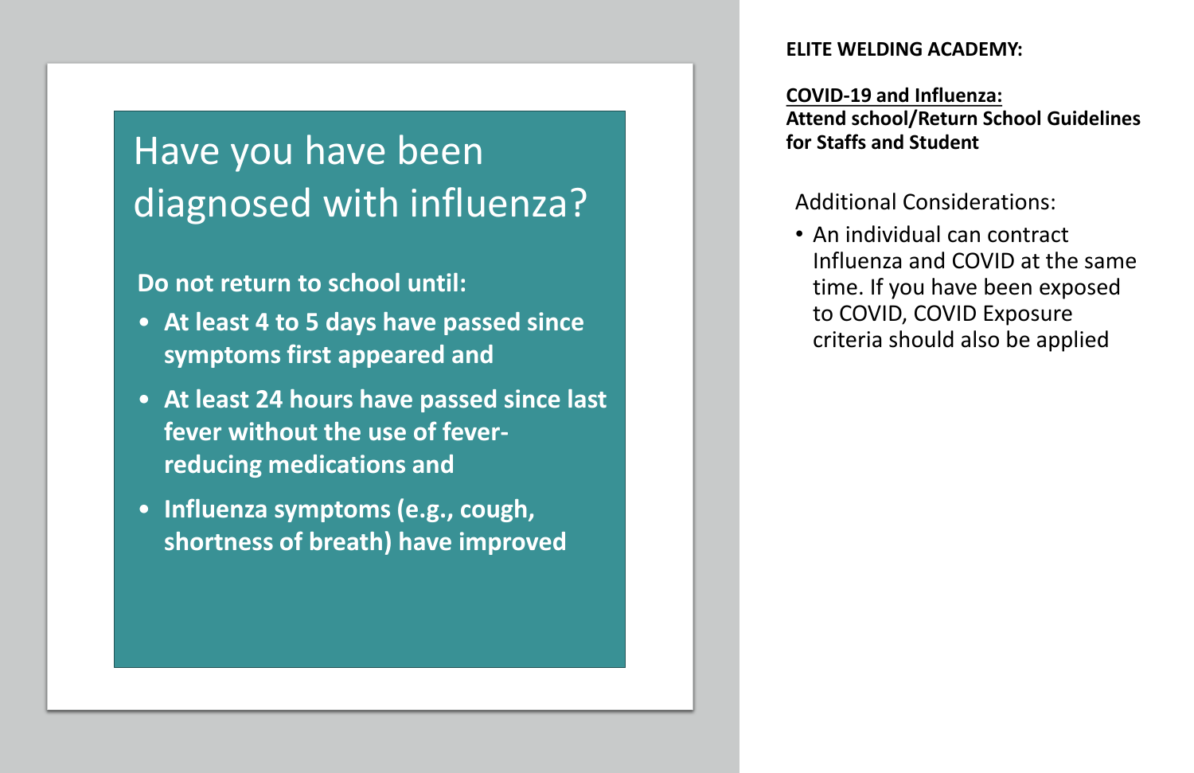## Have you have been diagnosed with influenza?

**Do not return to school until:**

- **At least 4 to 5 days have passed since symptoms first appeared and**
- **At least 24 hours have passed since last fever without the use of fever-reducing medications and**
- **Influenza symptoms (e.g., cough, shortness of breath) have improved**

**ELITE WELDING ACADEMY:**

**<u>COVID-19 and Influenza:</u>**
**Attend school/Return School Guidelines for Staffs and Student**

Additional Considerations:

- An individual can contract Influenza and COVID at the same time. If you have been exposed to COVID, COVID Exposure criteria should also be applied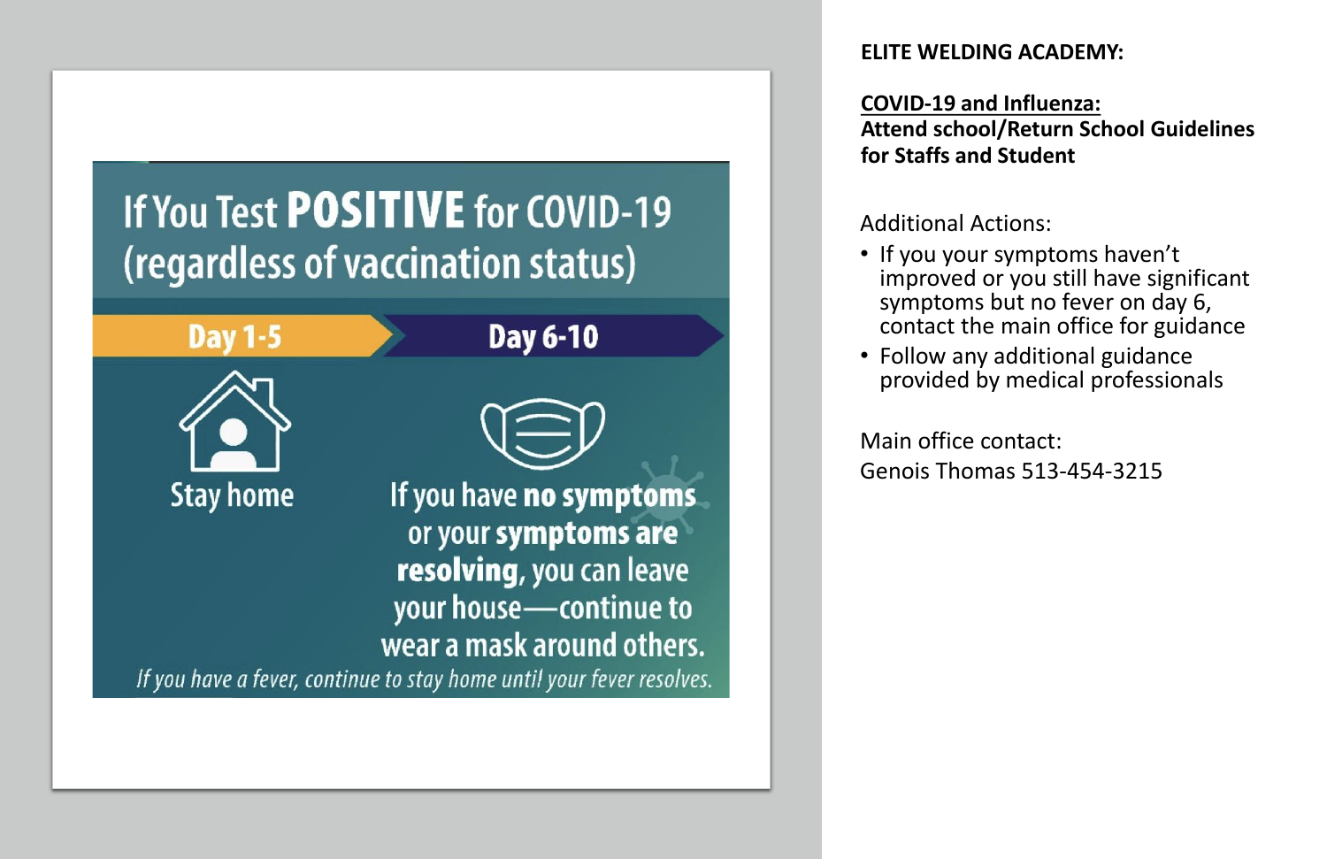# If You Test **POSITIVE** for COVID-19 (regardless of vaccination status)

| Day 1-5 | Day 6-10 |
|---|---|
| Stay home | If you have **no symptoms** or your **symptoms are resolving**, you can leave your house—continue to wear a mask around others. |

*If you have a fever, continue to stay home until your fever resolves.*

**ELITE WELDING ACADEMY:**

**<u>COVID-19 and Influenza:</u>**
**Attend school/Return School Guidelines for Staffs and Student**

Additional Actions:

- If you your symptoms haven't improved or you still have significant symptoms but no fever on day 6, contact the main office for guidance
- Follow any additional guidance provided by medical professionals

Main office contact:
Genois Thomas 513-454-3215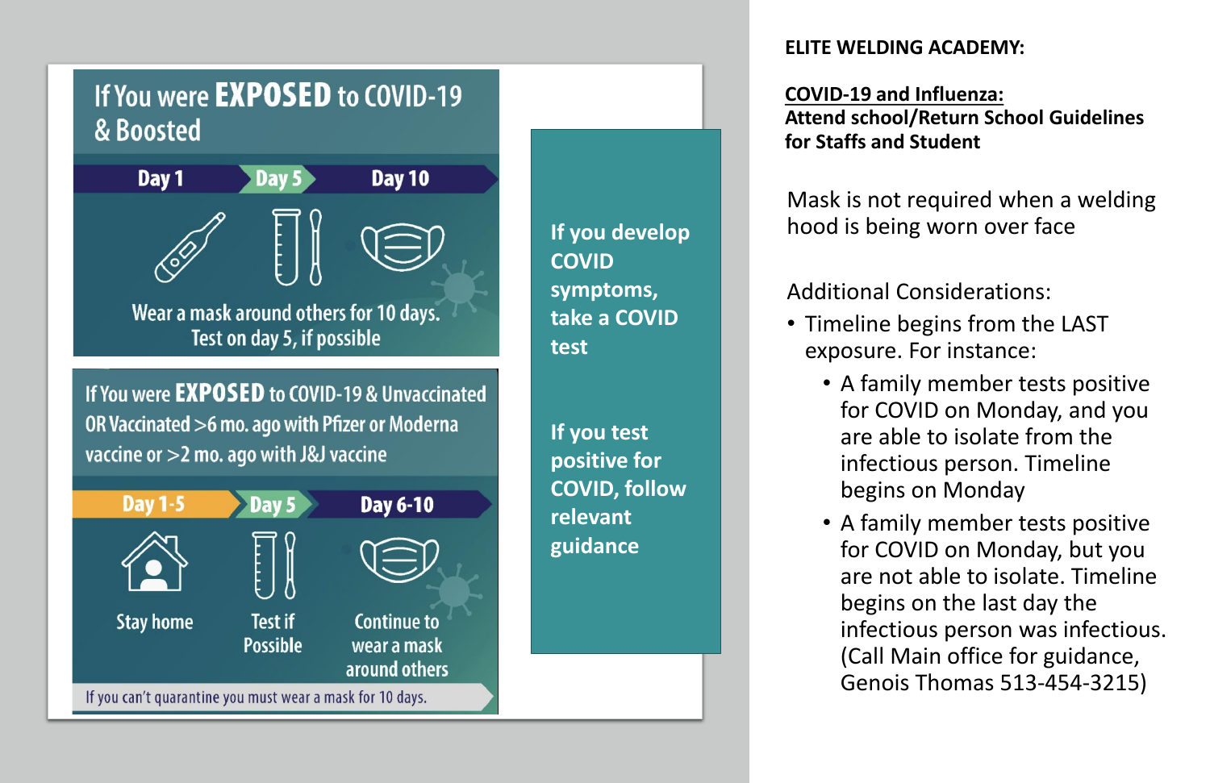## If You were **EXPOSED** to COVID-19 & Boosted

**Day 1** | **Day 5** | **Day 10**

Wear a mask around others for 10 days.
Test on day 5, if possible

## If You were **EXPOSED** to COVID-19 & Unvaccinated OR Vaccinated >6 mo. ago with Pfizer or Moderna vaccine or >2 mo. ago with J&J vaccine

| Day 1-5 | Day 5 | Day 6-10 |
| --- | --- | --- |
| Stay home | Test if Possible | Continue to wear a mask around others |

If you can't quarantine you must wear a mask for 10 days.

**If you develop COVID symptoms, take a COVID test**

**If you test positive for COVID, follow relevant guidance**

**ELITE WELDING ACADEMY:**

**<u>COVID-19 and Influenza:</u>**
**Attend school/Return School Guidelines for Staffs and Student**

Mask is not required when a welding hood is being worn over face

Additional Considerations:

- Timeline begins from the LAST exposure. For instance:
  - A family member tests positive for COVID on Monday, and you are able to isolate from the infectious person. Timeline begins on Monday
  - A family member tests positive for COVID on Monday, but you are not able to isolate. Timeline begins on the last day the infectious person was infectious. (Call Main office for guidance, Genois Thomas 513-454-3215)